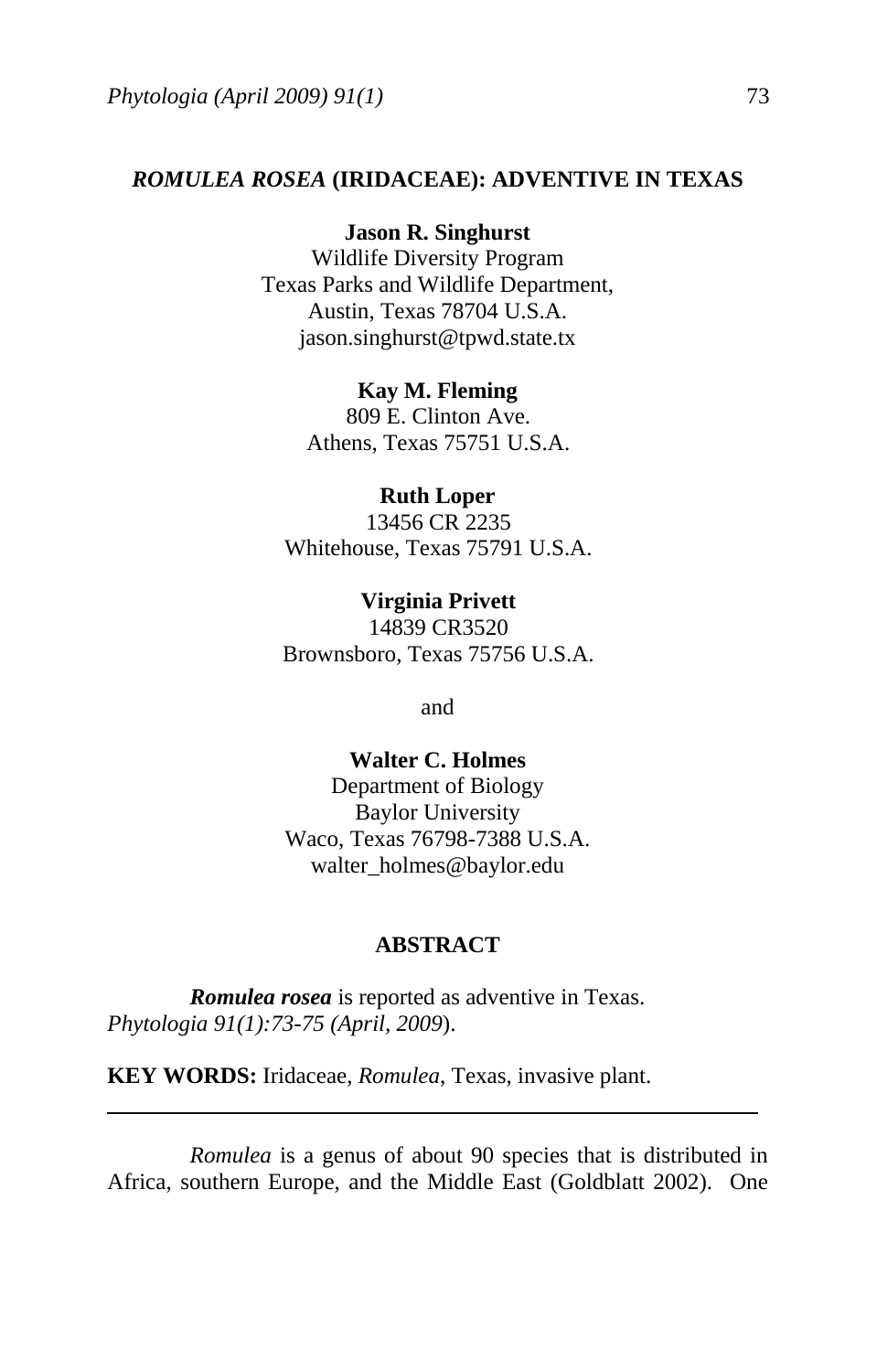# *ROMULEA ROSEA* (IRIDACEAE): ADVENTIVE IN TEXAS

**Jason R. Singhurst**
Wildlife Diversity Program
Texas Parks and Wildlife Department,
Austin, Texas 78704 U.S.A.
jason.singhurst@tpwd.state.tx

**Kay M. Fleming**
809 E. Clinton Ave.
Athens, Texas 75751 U.S.A.

**Ruth Loper**
13456 CR 2235
Whitehouse, Texas 75791 U.S.A.

**Virginia Privett**
14839 CR3520
Brownsboro, Texas 75756 U.S.A.

and

**Walter C. Holmes**
Department of Biology
Baylor University
Waco, Texas 76798-7388 U.S.A.
walter_holmes@baylor.edu

## ABSTRACT

***Romulea rosea*** is reported as adventive in Texas. *Phytologia 91(1):73-75 (April, 2009*).

**KEY WORDS:** Iridaceae, *Romulea*, Texas, invasive plant.

---

*Romulea* is a genus of about 90 species that is distributed in Africa, southern Europe, and the Middle East (Goldblatt 2002). One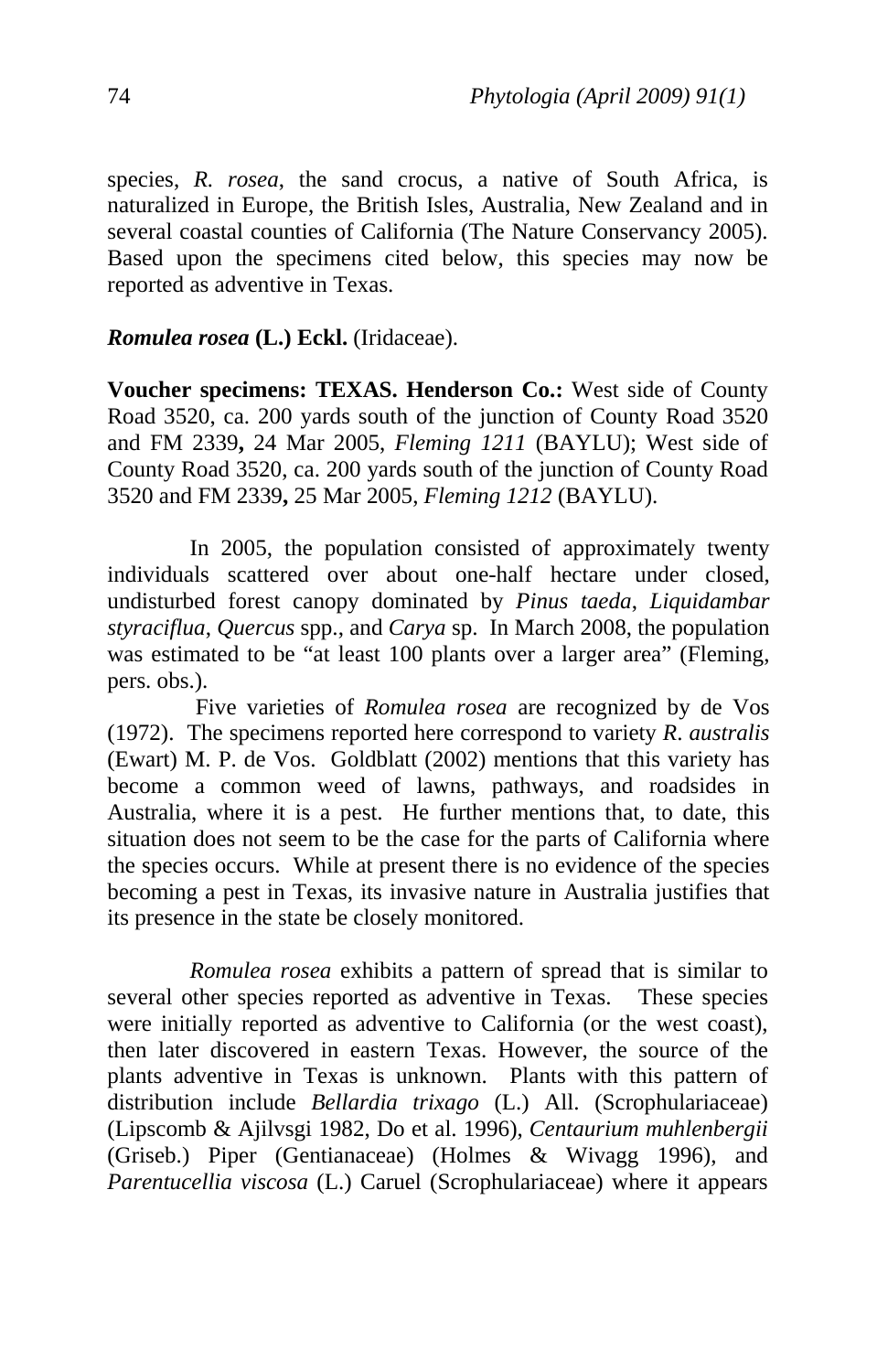species, *R. rosea*, the sand crocus, a native of South Africa, is naturalized in Europe, the British Isles, Australia, New Zealand and in several coastal counties of California (The Nature Conservancy 2005). Based upon the specimens cited below, this species may now be reported as adventive in Texas.

***Romulea rosea*** **(L.) Eckl.** (Iridaceae).

**Voucher specimens: TEXAS. Henderson Co.:** West side of County Road 3520, ca. 200 yards south of the junction of County Road 3520 and FM 2339**,** 24 Mar 2005, *Fleming 1211* (BAYLU); West side of County Road 3520, ca. 200 yards south of the junction of County Road 3520 and FM 2339**,** 25 Mar 2005, *Fleming 1212* (BAYLU).

In 2005, the population consisted of approximately twenty individuals scattered over about one-half hectare under closed, undisturbed forest canopy dominated by *Pinus taeda*, *Liquidambar styraciflua*, *Quercus* spp., and *Carya* sp. In March 2008, the population was estimated to be "at least 100 plants over a larger area" (Fleming, pers. obs.).

Five varieties of *Romulea rosea* are recognized by de Vos (1972). The specimens reported here correspond to variety *R. australis* (Ewart) M. P. de Vos. Goldblatt (2002) mentions that this variety has become a common weed of lawns, pathways, and roadsides in Australia, where it is a pest. He further mentions that, to date, this situation does not seem to be the case for the parts of California where the species occurs. While at present there is no evidence of the species becoming a pest in Texas, its invasive nature in Australia justifies that its presence in the state be closely monitored.

*Romulea rosea* exhibits a pattern of spread that is similar to several other species reported as adventive in Texas. These species were initially reported as adventive to California (or the west coast), then later discovered in eastern Texas. However, the source of the plants adventive in Texas is unknown. Plants with this pattern of distribution include *Bellardia trixago* (L.) All. (Scrophulariaceae) (Lipscomb & Ajilvsgi 1982, Do et al. 1996), *Centaurium muhlenbergii* (Griseb.) Piper (Gentianaceae) (Holmes & Wivagg 1996), and *Parentucellia viscosa* (L.) Caruel (Scrophulariaceae) where it appears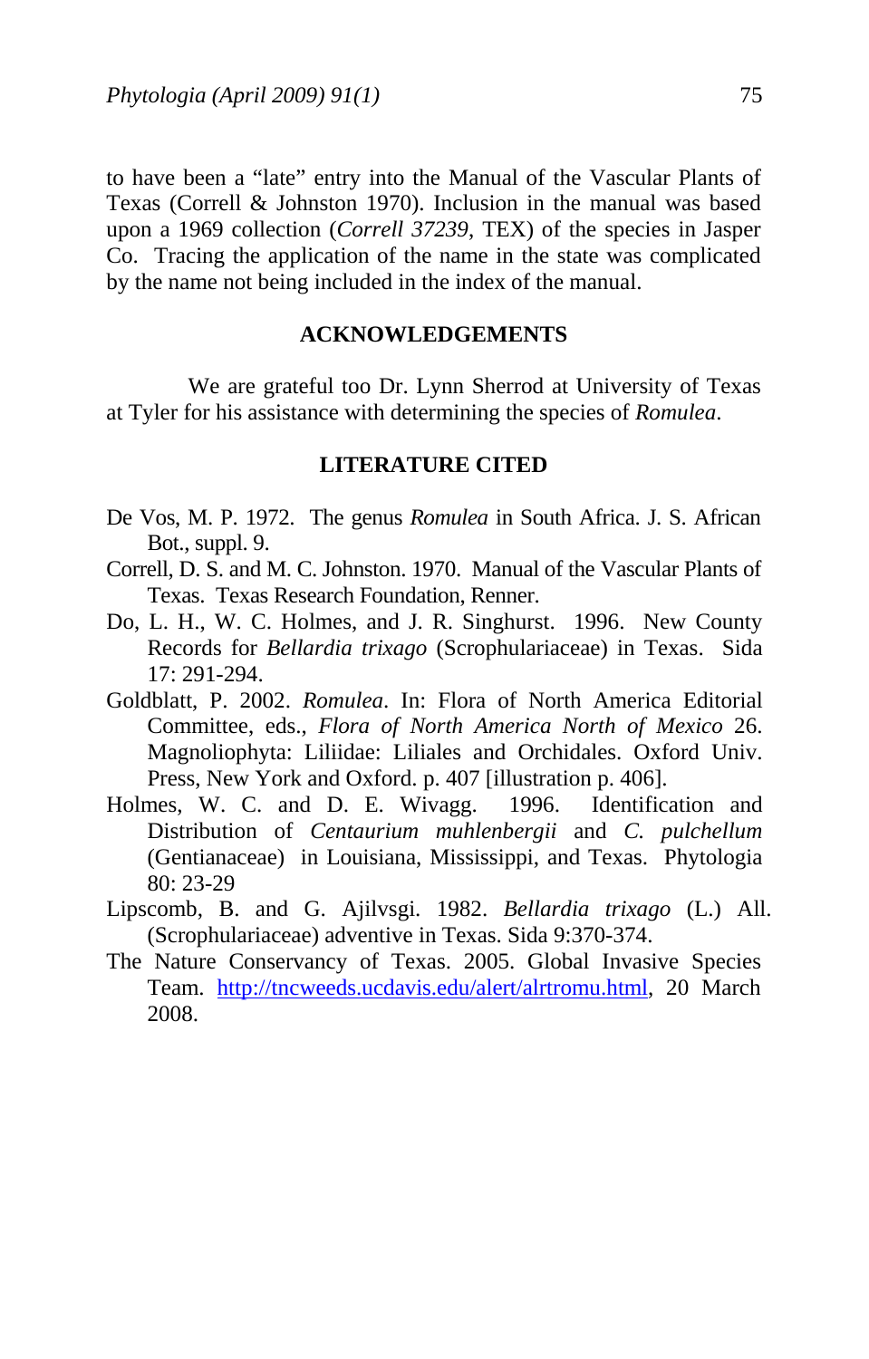to have been a "late" entry into the Manual of the Vascular Plants of Texas (Correll & Johnston 1970). Inclusion in the manual was based upon a 1969 collection (*Correll 37239*, TEX) of the species in Jasper Co. Tracing the application of the name in the state was complicated by the name not being included in the index of the manual.

## ACKNOWLEDGEMENTS

We are grateful too Dr. Lynn Sherrod at University of Texas at Tyler for his assistance with determining the species of *Romulea*.

## LITERATURE CITED

De Vos, M. P. 1972. The genus *Romulea* in South Africa. J. S. African Bot., suppl. 9.

Correll, D. S. and M. C. Johnston. 1970. Manual of the Vascular Plants of Texas. Texas Research Foundation, Renner.

Do, L. H., W. C. Holmes, and J. R. Singhurst. 1996. New County Records for *Bellardia trixago* (Scrophulariaceae) in Texas. Sida 17: 291-294.

Goldblatt, P. 2002. *Romulea*. In: Flora of North America Editorial Committee, eds., *Flora of North America North of Mexico* 26. Magnoliophyta: Liliidae: Liliales and Orchidales. Oxford Univ. Press, New York and Oxford. p. 407 [illustration p. 406].

Holmes, W. C. and D. E. Wivagg. 1996. Identification and Distribution of *Centaurium muhlenbergii* and *C. pulchellum* (Gentianaceae) in Louisiana, Mississippi, and Texas. Phytologia 80: 23-29

Lipscomb, B. and G. Ajilvsgi. 1982. *Bellardia trixago* (L.) All. (Scrophulariaceae) adventive in Texas. Sida 9:370-374.

The Nature Conservancy of Texas. 2005. Global Invasive Species Team. http://tncweeds.ucdavis.edu/alert/alrtromu.html, 20 March 2008.